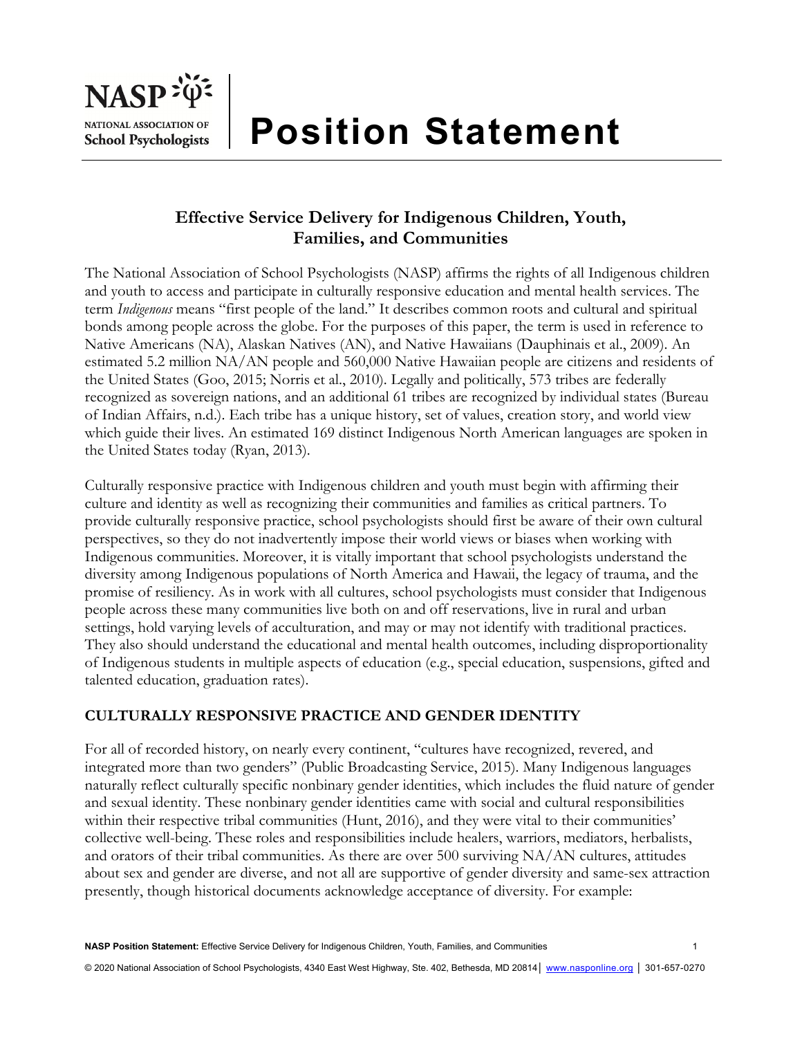# Position Statement

## Effective Service Delivery for Indigenous Children, Youth, Families, and Communities

The National Association of School Psychologists (NASP) affirms the rights of all Indigenous children and youth to access and participate in culturally responsive education and mental health services. The term *Indigenous* means "first people of the land." It describes common roots and cultural and spiritual bonds among people across the globe. For the purposes of this paper, the term is used in reference to Native Americans (NA), Alaskan Natives (AN), and Native Hawaiians (Dauphinais et al., 2009). An estimated 5.2 million NA/AN people and 560,000 Native Hawaiian people are citizens and residents of the United States (Goo, 2015; Norris et al., 2010). Legally and politically, 573 tribes are federally recognized as sovereign nations, and an additional 61 tribes are recognized by individual states (Bureau of Indian Affairs, n.d.). Each tribe has a unique history, set of values, creation story, and world view which guide their lives. An estimated 169 distinct Indigenous North American languages are spoken in the United States today (Ryan, 2013).

Culturally responsive practice with Indigenous children and youth must begin with affirming their culture and identity as well as recognizing their communities and families as critical partners. To provide culturally responsive practice, school psychologists should first be aware of their own cultural perspectives, so they do not inadvertently impose their world views or biases when working with Indigenous communities. Moreover, it is vitally important that school psychologists understand the diversity among Indigenous populations of North America and Hawaii, the legacy of trauma, and the promise of resiliency. As in work with all cultures, school psychologists must consider that Indigenous people across these many communities live both on and off reservations, live in rural and urban settings, hold varying levels of acculturation, and may or may not identify with traditional practices. They also should understand the educational and mental health outcomes, including disproportionality of Indigenous students in multiple aspects of education (e.g., special education, suspensions, gifted and talented education, graduation rates).

## CULTURALLY RESPONSIVE PRACTICE AND GENDER IDENTITY

For all of recorded history, on nearly every continent, "cultures have recognized, revered, and integrated more than two genders" (Public Broadcasting Service, 2015). Many Indigenous languages naturally reflect culturally specific nonbinary gender identities, which includes the fluid nature of gender and sexual identity. These nonbinary gender identities came with social and cultural responsibilities within their respective tribal communities (Hunt, 2016), and they were vital to their communities' collective well-being. These roles and responsibilities include healers, warriors, mediators, herbalists, and orators of their tribal communities. As there are over 500 surviving NA/AN cultures, attitudes about sex and gender are diverse, and not all are supportive of gender diversity and same-sex attraction presently, though historical documents acknowledge acceptance of diversity. For example: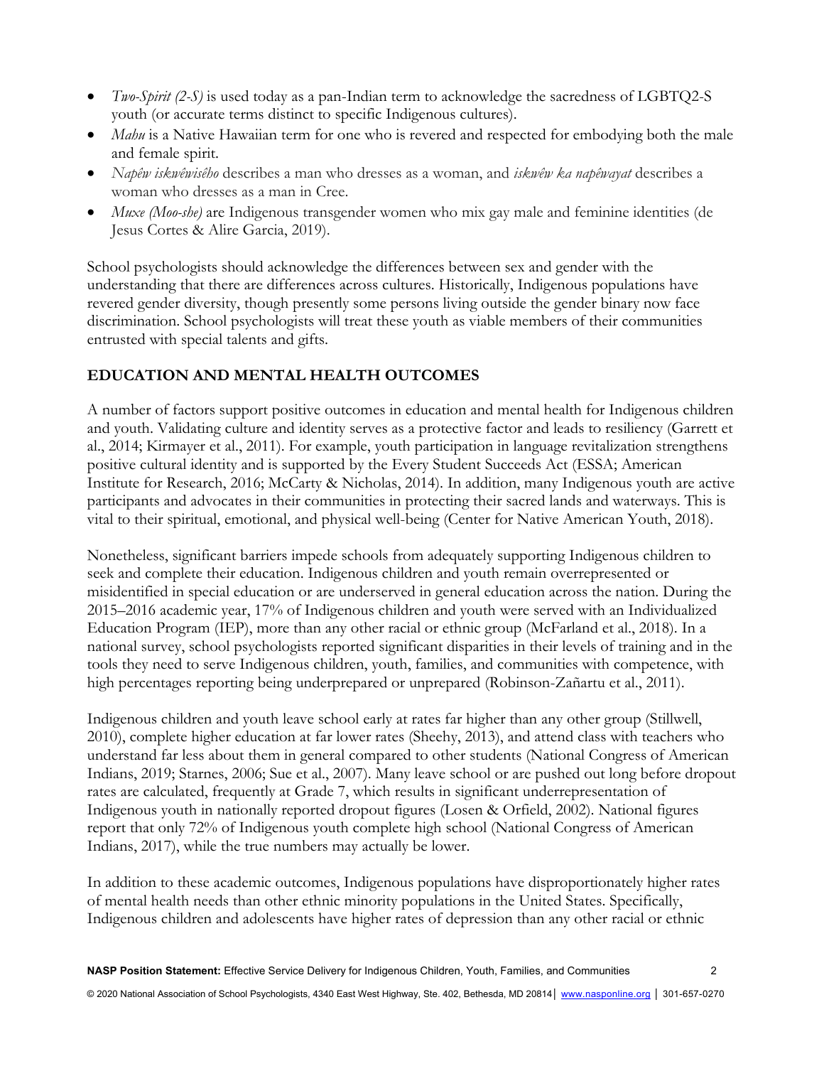- *Two-Spirit (2-S)* is used today as a pan-Indian term to acknowledge the sacredness of LGBTQ2-S youth (or accurate terms distinct to specific Indigenous cultures).
- *Mahu* is a Native Hawaiian term for one who is revered and respected for embodying both the male and female spirit.
- *Napêw iskwêwisêho* describes a man who dresses as a woman, and *iskwêw ka napêwayat* describes a woman who dresses as a man in Cree.
- *Muxe (Moo-she)* are Indigenous transgender women who mix gay male and feminine identities (de Jesus Cortes & Alire Garcia, 2019).

School psychologists should acknowledge the differences between sex and gender with the understanding that there are differences across cultures. Historically, Indigenous populations have revered gender diversity, though presently some persons living outside the gender binary now face discrimination. School psychologists will treat these youth as viable members of their communities entrusted with special talents and gifts.

## EDUCATION AND MENTAL HEALTH OUTCOMES

A number of factors support positive outcomes in education and mental health for Indigenous children and youth. Validating culture and identity serves as a protective factor and leads to resiliency (Garrett et al., 2014; Kirmayer et al., 2011). For example, youth participation in language revitalization strengthens positive cultural identity and is supported by the Every Student Succeeds Act (ESSA; American Institute for Research, 2016; McCarty & Nicholas, 2014). In addition, many Indigenous youth are active participants and advocates in their communities in protecting their sacred lands and waterways. This is vital to their spiritual, emotional, and physical well-being (Center for Native American Youth, 2018).

Nonetheless, significant barriers impede schools from adequately supporting Indigenous children to seek and complete their education. Indigenous children and youth remain overrepresented or misidentified in special education or are underserved in general education across the nation. During the 2015–2016 academic year, 17% of Indigenous children and youth were served with an Individualized Education Program (IEP), more than any other racial or ethnic group (McFarland et al., 2018). In a national survey, school psychologists reported significant disparities in their levels of training and in the tools they need to serve Indigenous children, youth, families, and communities with competence, with high percentages reporting being underprepared or unprepared (Robinson-Zañartu et al., 2011).

Indigenous children and youth leave school early at rates far higher than any other group (Stillwell, 2010), complete higher education at far lower rates (Sheehy, 2013), and attend class with teachers who understand far less about them in general compared to other students (National Congress of American Indians, 2019; Starnes, 2006; Sue et al., 2007). Many leave school or are pushed out long before dropout rates are calculated, frequently at Grade 7, which results in significant underrepresentation of Indigenous youth in nationally reported dropout figures (Losen & Orfield, 2002). National figures report that only 72% of Indigenous youth complete high school (National Congress of American Indians, 2017), while the true numbers may actually be lower.

In addition to these academic outcomes, Indigenous populations have disproportionately higher rates of mental health needs than other ethnic minority populations in the United States. Specifically, Indigenous children and adolescents have higher rates of depression than any other racial or ethnic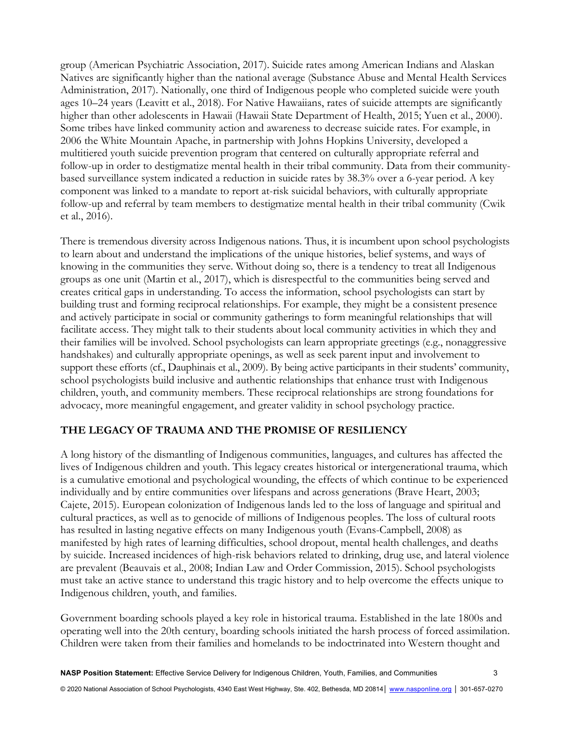group (American Psychiatric Association, 2017). Suicide rates among American Indians and Alaskan Natives are significantly higher than the national average (Substance Abuse and Mental Health Services Administration, 2017). Nationally, one third of Indigenous people who completed suicide were youth ages 10–24 years (Leavitt et al., 2018). For Native Hawaiians, rates of suicide attempts are significantly higher than other adolescents in Hawaii (Hawaii State Department of Health, 2015; Yuen et al., 2000). Some tribes have linked community action and awareness to decrease suicide rates. For example, in 2006 the White Mountain Apache, in partnership with Johns Hopkins University, developed a multitiered youth suicide prevention program that centered on culturally appropriate referral and follow-up in order to destigmatize mental health in their tribal community. Data from their community-based surveillance system indicated a reduction in suicide rates by 38.3% over a 6-year period. A key component was linked to a mandate to report at-risk suicidal behaviors, with culturally appropriate follow-up and referral by team members to destigmatize mental health in their tribal community (Cwik et al., 2016).

There is tremendous diversity across Indigenous nations. Thus, it is incumbent upon school psychologists to learn about and understand the implications of the unique histories, belief systems, and ways of knowing in the communities they serve. Without doing so, there is a tendency to treat all Indigenous groups as one unit (Martin et al., 2017), which is disrespectful to the communities being served and creates critical gaps in understanding. To access the information, school psychologists can start by building trust and forming reciprocal relationships. For example, they might be a consistent presence and actively participate in social or community gatherings to form meaningful relationships that will facilitate access. They might talk to their students about local community activities in which they and their families will be involved. School psychologists can learn appropriate greetings (e.g., nonaggressive handshakes) and culturally appropriate openings, as well as seek parent input and involvement to support these efforts (cf., Dauphinais et al., 2009). By being active participants in their students' community, school psychologists build inclusive and authentic relationships that enhance trust with Indigenous children, youth, and community members. These reciprocal relationships are strong foundations for advocacy, more meaningful engagement, and greater validity in school psychology practice.

## THE LEGACY OF TRAUMA AND THE PROMISE OF RESILIENCY

A long history of the dismantling of Indigenous communities, languages, and cultures has affected the lives of Indigenous children and youth. This legacy creates historical or intergenerational trauma, which is a cumulative emotional and psychological wounding, the effects of which continue to be experienced individually and by entire communities over lifespans and across generations (Brave Heart, 2003; Cajete, 2015). European colonization of Indigenous lands led to the loss of language and spiritual and cultural practices, as well as to genocide of millions of Indigenous peoples. The loss of cultural roots has resulted in lasting negative effects on many Indigenous youth (Evans-Campbell, 2008) as manifested by high rates of learning difficulties, school dropout, mental health challenges, and deaths by suicide. Increased incidences of high-risk behaviors related to drinking, drug use, and lateral violence are prevalent (Beauvais et al., 2008; Indian Law and Order Commission, 2015). School psychologists must take an active stance to understand this tragic history and to help overcome the effects unique to Indigenous children, youth, and families.

Government boarding schools played a key role in historical trauma. Established in the late 1800s and operating well into the 20th century, boarding schools initiated the harsh process of forced assimilation. Children were taken from their families and homelands to be indoctrinated into Western thought and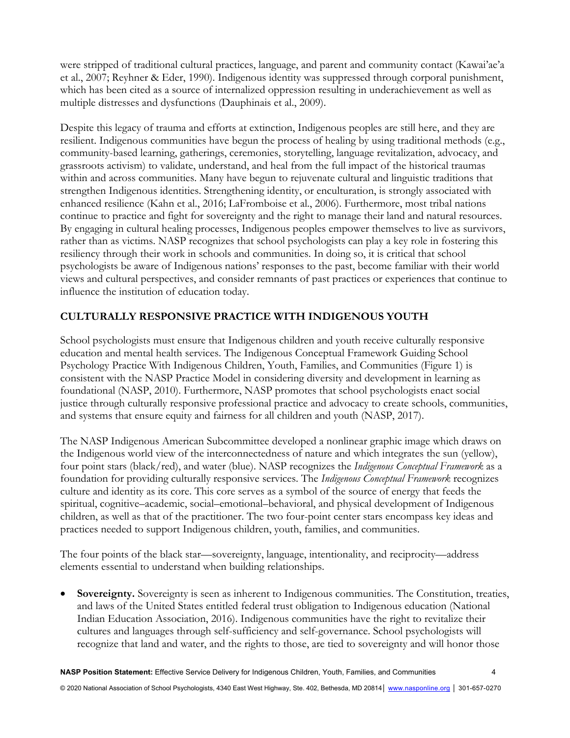were stripped of traditional cultural practices, language, and parent and community contact (Kawai'ae'a et al., 2007; Reyhner & Eder, 1990). Indigenous identity was suppressed through corporal punishment, which has been cited as a source of internalized oppression resulting in underachievement as well as multiple distresses and dysfunctions (Dauphinais et al., 2009).

Despite this legacy of trauma and efforts at extinction, Indigenous peoples are still here, and they are resilient. Indigenous communities have begun the process of healing by using traditional methods (e.g., community-based learning, gatherings, ceremonies, storytelling, language revitalization, advocacy, and grassroots activism) to validate, understand, and heal from the full impact of the historical traumas within and across communities. Many have begun to rejuvenate cultural and linguistic traditions that strengthen Indigenous identities. Strengthening identity, or enculturation, is strongly associated with enhanced resilience (Kahn et al., 2016; LaFromboise et al., 2006). Furthermore, most tribal nations continue to practice and fight for sovereignty and the right to manage their land and natural resources. By engaging in cultural healing processes, Indigenous peoples empower themselves to live as survivors, rather than as victims. NASP recognizes that school psychologists can play a key role in fostering this resiliency through their work in schools and communities. In doing so, it is critical that school psychologists be aware of Indigenous nations' responses to the past, become familiar with their world views and cultural perspectives, and consider remnants of past practices or experiences that continue to influence the institution of education today.

## CULTURALLY RESPONSIVE PRACTICE WITH INDIGENOUS YOUTH

School psychologists must ensure that Indigenous children and youth receive culturally responsive education and mental health services. The Indigenous Conceptual Framework Guiding School Psychology Practice With Indigenous Children, Youth, Families, and Communities (Figure 1) is consistent with the NASP Practice Model in considering diversity and development in learning as foundational (NASP, 2010). Furthermore, NASP promotes that school psychologists enact social justice through culturally responsive professional practice and advocacy to create schools, communities, and systems that ensure equity and fairness for all children and youth (NASP, 2017).

The NASP Indigenous American Subcommittee developed a nonlinear graphic image which draws on the Indigenous world view of the interconnectedness of nature and which integrates the sun (yellow), four point stars (black/red), and water (blue). NASP recognizes the *Indigenous Conceptual Framework* as a foundation for providing culturally responsive services. The *Indigenous Conceptual Framework* recognizes culture and identity as its core. This core serves as a symbol of the source of energy that feeds the spiritual, cognitive–academic, social–emotional–behavioral, and physical development of Indigenous children, as well as that of the practitioner. The two four-point center stars encompass key ideas and practices needed to support Indigenous children, youth, families, and communities.

The four points of the black star—sovereignty, language, intentionality, and reciprocity—address elements essential to understand when building relationships.

- **Sovereignty.** Sovereignty is seen as inherent to Indigenous communities. The Constitution, treaties, and laws of the United States entitled federal trust obligation to Indigenous education (National Indian Education Association, 2016). Indigenous communities have the right to revitalize their cultures and languages through self-sufficiency and self-governance. School psychologists will recognize that land and water, and the rights to those, are tied to sovereignty and will honor those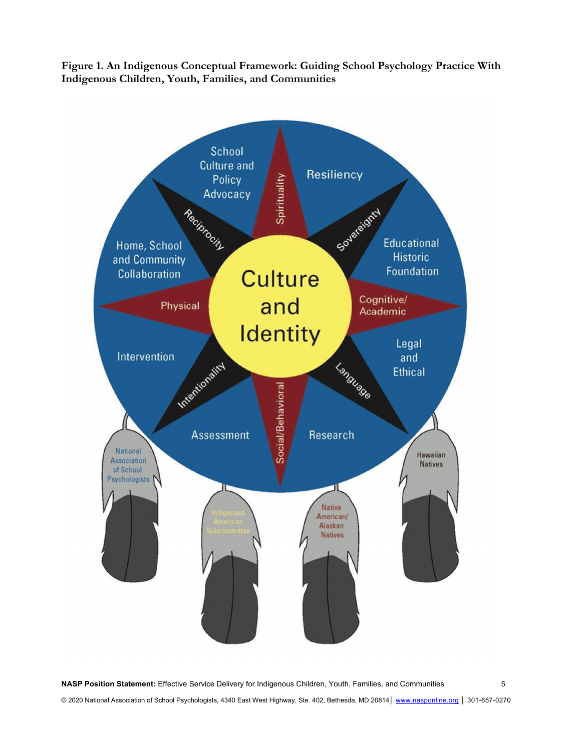**Figure 1. An Indigenous Conceptual Framework: Guiding School Psychology Practice With Indigenous Children, Youth, Families, and Communities**

School Culture and Policy Advocacy

Spirituality

Resiliency

Reciprocity

Sovereignty

Home, School and Community Collaboration

Culture and Identity

Educational Historic Foundation

Physical

Cognitive/ Academic

Intervention

Legal and Ethical

Intentionality

Language

Assessment

Social/Behavioral

Research

National Association of School Psychologists

Indigenous American Subcommittee

Native American/ Alaskan Natives

Hawaiian Natives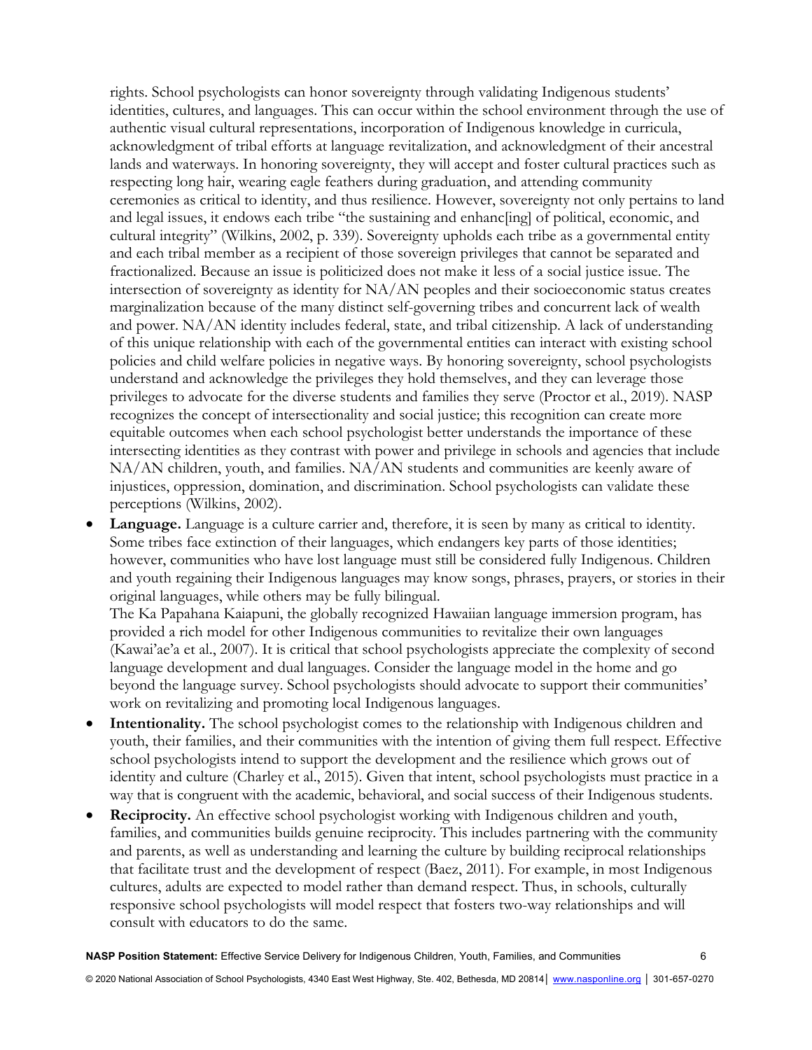rights. School psychologists can honor sovereignty through validating Indigenous students' identities, cultures, and languages. This can occur within the school environment through the use of authentic visual cultural representations, incorporation of Indigenous knowledge in curricula, acknowledgment of tribal efforts at language revitalization, and acknowledgment of their ancestral lands and waterways. In honoring sovereignty, they will accept and foster cultural practices such as respecting long hair, wearing eagle feathers during graduation, and attending community ceremonies as critical to identity, and thus resilience. However, sovereignty not only pertains to land and legal issues, it endows each tribe "the sustaining and enhanc[ing] of political, economic, and cultural integrity" (Wilkins, 2002, p. 339). Sovereignty upholds each tribe as a governmental entity and each tribal member as a recipient of those sovereign privileges that cannot be separated and fractionalized. Because an issue is politicized does not make it less of a social justice issue. The intersection of sovereignty as identity for NA/AN peoples and their socioeconomic status creates marginalization because of the many distinct self-governing tribes and concurrent lack of wealth and power. NA/AN identity includes federal, state, and tribal citizenship. A lack of understanding of this unique relationship with each of the governmental entities can interact with existing school policies and child welfare policies in negative ways. By honoring sovereignty, school psychologists understand and acknowledge the privileges they hold themselves, and they can leverage those privileges to advocate for the diverse students and families they serve (Proctor et al., 2019). NASP recognizes the concept of intersectionality and social justice; this recognition can create more equitable outcomes when each school psychologist better understands the importance of these intersecting identities as they contrast with power and privilege in schools and agencies that include NA/AN children, youth, and families. NA/AN students and communities are keenly aware of injustices, oppression, domination, and discrimination. School psychologists can validate these perceptions (Wilkins, 2002).

- **Language.** Language is a culture carrier and, therefore, it is seen by many as critical to identity. Some tribes face extinction of their languages, which endangers key parts of those identities; however, communities who have lost language must still be considered fully Indigenous. Children and youth regaining their Indigenous languages may know songs, phrases, prayers, or stories in their original languages, while others may be fully bilingual.

  The Ka Papahana Kaiapuni, the globally recognized Hawaiian language immersion program, has provided a rich model for other Indigenous communities to revitalize their own languages (Kawai'ae'a et al., 2007). It is critical that school psychologists appreciate the complexity of second language development and dual languages. Consider the language model in the home and go beyond the language survey. School psychologists should advocate to support their communities' work on revitalizing and promoting local Indigenous languages.
- **Intentionality.** The school psychologist comes to the relationship with Indigenous children and youth, their families, and their communities with the intention of giving them full respect. Effective school psychologists intend to support the development and the resilience which grows out of identity and culture (Charley et al., 2015). Given that intent, school psychologists must practice in a way that is congruent with the academic, behavioral, and social success of their Indigenous students.
- **Reciprocity.** An effective school psychologist working with Indigenous children and youth, families, and communities builds genuine reciprocity. This includes partnering with the community and parents, as well as understanding and learning the culture by building reciprocal relationships that facilitate trust and the development of respect (Baez, 2011). For example, in most Indigenous cultures, adults are expected to model rather than demand respect. Thus, in schools, culturally responsive school psychologists will model respect that fosters two-way relationships and will consult with educators to do the same.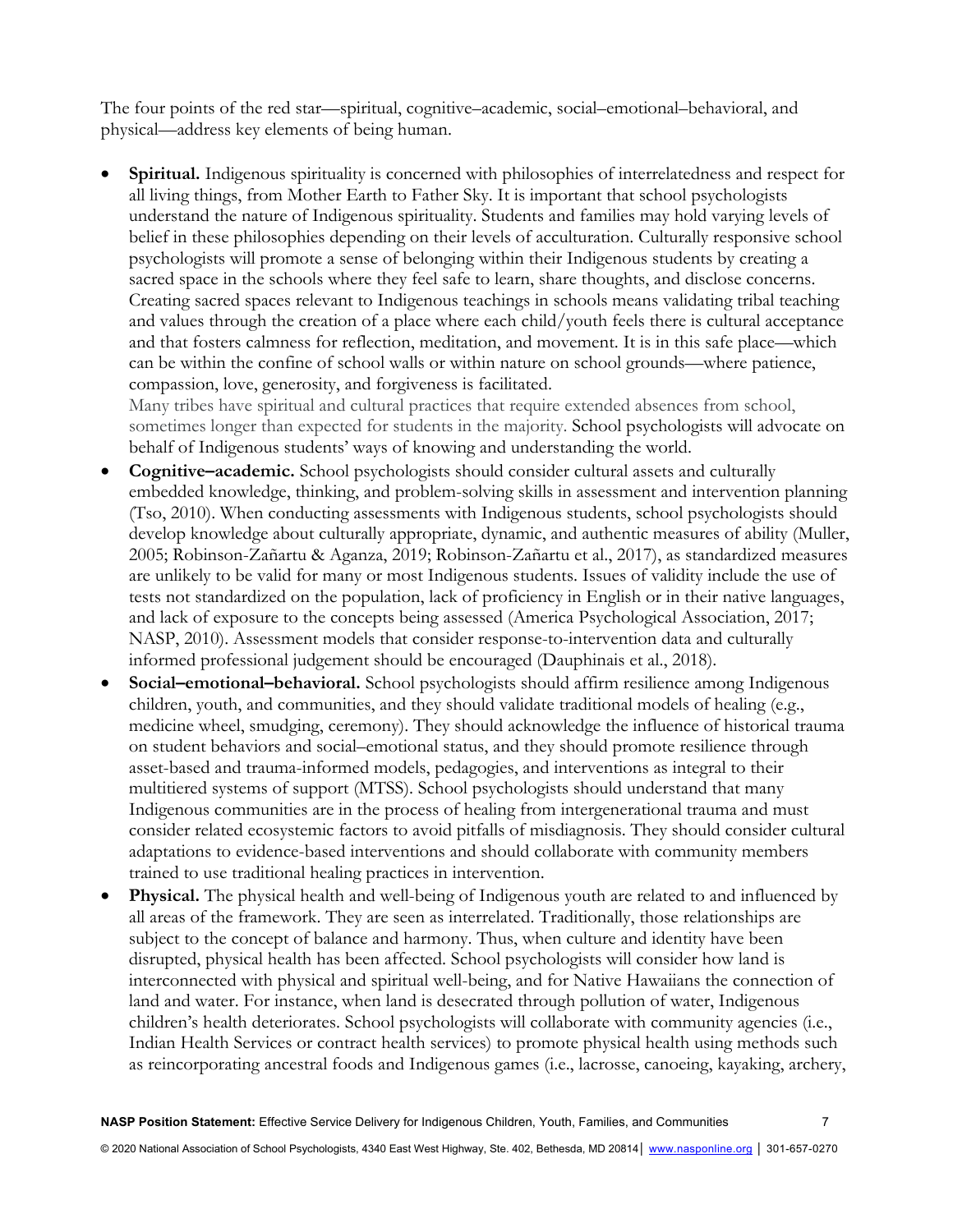The four points of the red star—spiritual, cognitive–academic, social–emotional–behavioral, and physical—address key elements of being human.

- **Spiritual.** Indigenous spirituality is concerned with philosophies of interrelatedness and respect for all living things, from Mother Earth to Father Sky. It is important that school psychologists understand the nature of Indigenous spirituality. Students and families may hold varying levels of belief in these philosophies depending on their levels of acculturation. Culturally responsive school psychologists will promote a sense of belonging within their Indigenous students by creating a sacred space in the schools where they feel safe to learn, share thoughts, and disclose concerns. Creating sacred spaces relevant to Indigenous teachings in schools means validating tribal teaching and values through the creation of a place where each child/youth feels there is cultural acceptance and that fosters calmness for reflection, meditation, and movement. It is in this safe place—which can be within the confine of school walls or within nature on school grounds—where patience, compassion, love, generosity, and forgiveness is facilitated.
  Many tribes have spiritual and cultural practices that require extended absences from school, sometimes longer than expected for students in the majority. School psychologists will advocate on behalf of Indigenous students' ways of knowing and understanding the world.
- **Cognitive–academic.** School psychologists should consider cultural assets and culturally embedded knowledge, thinking, and problem-solving skills in assessment and intervention planning (Tso, 2010). When conducting assessments with Indigenous students, school psychologists should develop knowledge about culturally appropriate, dynamic, and authentic measures of ability (Muller, 2005; Robinson-Zañartu & Aganza, 2019; Robinson-Zañartu et al., 2017), as standardized measures are unlikely to be valid for many or most Indigenous students. Issues of validity include the use of tests not standardized on the population, lack of proficiency in English or in their native languages, and lack of exposure to the concepts being assessed (America Psychological Association, 2017; NASP, 2010). Assessment models that consider response-to-intervention data and culturally informed professional judgement should be encouraged (Dauphinais et al., 2018).
- **Social–emotional–behavioral.** School psychologists should affirm resilience among Indigenous children, youth, and communities, and they should validate traditional models of healing (e.g., medicine wheel, smudging, ceremony). They should acknowledge the influence of historical trauma on student behaviors and social–emotional status, and they should promote resilience through asset-based and trauma-informed models, pedagogies, and interventions as integral to their multitiered systems of support (MTSS). School psychologists should understand that many Indigenous communities are in the process of healing from intergenerational trauma and must consider related ecosystemic factors to avoid pitfalls of misdiagnosis. They should consider cultural adaptations to evidence-based interventions and should collaborate with community members trained to use traditional healing practices in intervention.
- **Physical.** The physical health and well-being of Indigenous youth are related to and influenced by all areas of the framework. They are seen as interrelated. Traditionally, those relationships are subject to the concept of balance and harmony. Thus, when culture and identity have been disrupted, physical health has been affected. School psychologists will consider how land is interconnected with physical and spiritual well-being, and for Native Hawaiians the connection of land and water. For instance, when land is desecrated through pollution of water, Indigenous children's health deteriorates. School psychologists will collaborate with community agencies (i.e., Indian Health Services or contract health services) to promote physical health using methods such as reincorporating ancestral foods and Indigenous games (i.e., lacrosse, canoeing, kayaking, archery,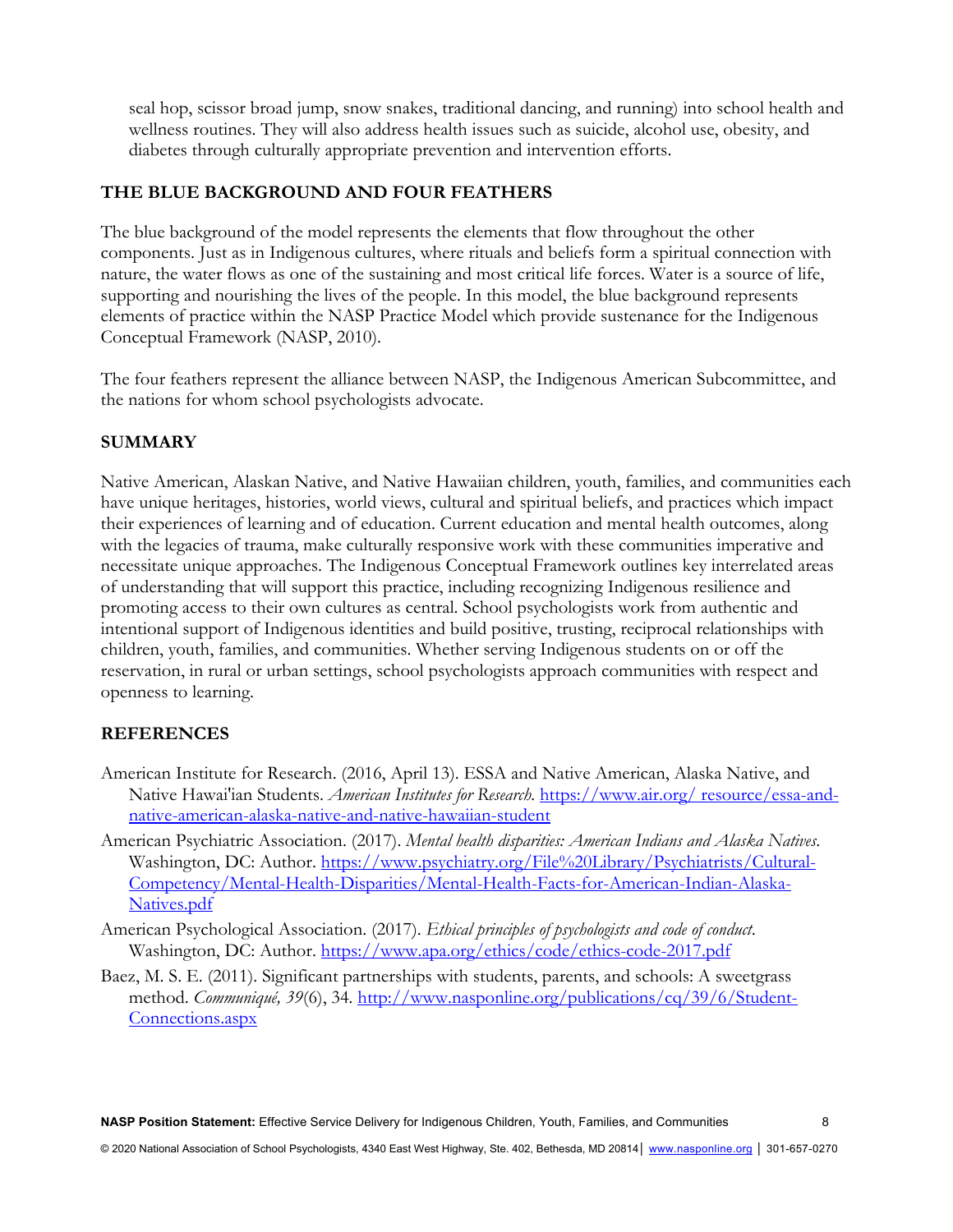seal hop, scissor broad jump, snow snakes, traditional dancing, and running) into school health and wellness routines. They will also address health issues such as suicide, alcohol use, obesity, and diabetes through culturally appropriate prevention and intervention efforts.

## THE BLUE BACKGROUND AND FOUR FEATHERS

The blue background of the model represents the elements that flow throughout the other components. Just as in Indigenous cultures, where rituals and beliefs form a spiritual connection with nature, the water flows as one of the sustaining and most critical life forces. Water is a source of life, supporting and nourishing the lives of the people. In this model, the blue background represents elements of practice within the NASP Practice Model which provide sustenance for the Indigenous Conceptual Framework (NASP, 2010).

The four feathers represent the alliance between NASP, the Indigenous American Subcommittee, and the nations for whom school psychologists advocate.

## SUMMARY

Native American, Alaskan Native, and Native Hawaiian children, youth, families, and communities each have unique heritages, histories, world views, cultural and spiritual beliefs, and practices which impact their experiences of learning and of education. Current education and mental health outcomes, along with the legacies of trauma, make culturally responsive work with these communities imperative and necessitate unique approaches. The Indigenous Conceptual Framework outlines key interrelated areas of understanding that will support this practice, including recognizing Indigenous resilience and promoting access to their own cultures as central. School psychologists work from authentic and intentional support of Indigenous identities and build positive, trusting, reciprocal relationships with children, youth, families, and communities. Whether serving Indigenous students on or off the reservation, in rural or urban settings, school psychologists approach communities with respect and openness to learning.

## REFERENCES

American Institute for Research. (2016, April 13). ESSA and Native American, Alaska Native, and Native Hawai'ian Students. *American Institutes for Research.* https://www.air.org/ resource/essa-and-native-american-alaska-native-and-native-hawaiian-student

American Psychiatric Association. (2017). *Mental health disparities: American Indians and Alaska Natives.* Washington, DC: Author. https://www.psychiatry.org/File%20Library/Psychiatrists/Cultural-Competency/Mental-Health-Disparities/Mental-Health-Facts-for-American-Indian-Alaska-Natives.pdf

American Psychological Association. (2017). *Ethical principles of psychologists and code of conduct.* Washington, DC: Author. https://www.apa.org/ethics/code/ethics-code-2017.pdf

Baez, M. S. E. (2011). Significant partnerships with students, parents, and schools: A sweetgrass method. *Communiqué, 39*(6), 34. http://www.nasponline.org/publications/cq/39/6/Student-Connections.aspx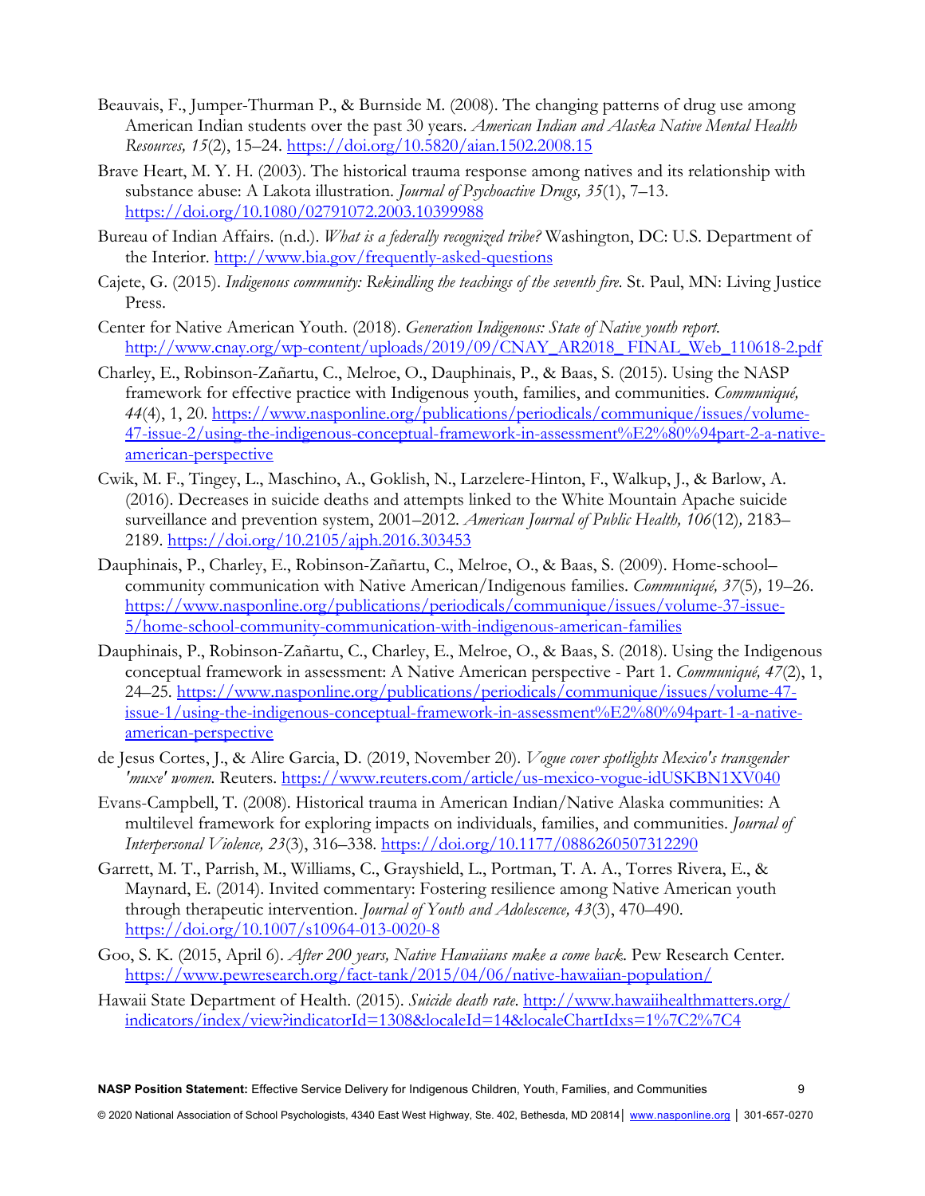Beauvais, F., Jumper-Thurman P., & Burnside M. (2008). The changing patterns of drug use among American Indian students over the past 30 years. *American Indian and Alaska Native Mental Health Resources, 15*(2), 15–24. https://doi.org/10.5820/aian.1502.2008.15

Brave Heart, M. Y. H. (2003). The historical trauma response among natives and its relationship with substance abuse: A Lakota illustration. *Journal of Psychoactive Drugs, 35*(1), 7–13. https://doi.org/10.1080/02791072.2003.10399988

Bureau of Indian Affairs. (n.d.). *What is a federally recognized tribe?* Washington, DC: U.S. Department of the Interior. http://www.bia.gov/frequently-asked-questions

Cajete, G. (2015). *Indigenous community: Rekindling the teachings of the seventh fire*. St. Paul, MN: Living Justice Press.

Center for Native American Youth. (2018). *Generation Indigenous: State of Native youth report.* http://www.cnay.org/wp-content/uploads/2019/09/CNAY_AR2018_ FINAL_Web_110618-2.pdf

Charley, E., Robinson-Zañartu, C., Melroe, O., Dauphinais, P., & Baas, S. (2015). Using the NASP framework for effective practice with Indigenous youth, families, and communities. *Communiqué, 44*(4), 1, 20. https://www.nasponline.org/publications/periodicals/communique/issues/volume-47-issue-2/using-the-indigenous-conceptual-framework-in-assessment%E2%80%94part-2-a-native-american-perspective

Cwik, M. F., Tingey, L., Maschino, A., Goklish, N., Larzelere-Hinton, F., Walkup, J., & Barlow, A. (2016). Decreases in suicide deaths and attempts linked to the White Mountain Apache suicide surveillance and prevention system, 2001–2012. *American Journal of Public Health, 106*(12)*,* 2183–2189. https://doi.org/10.2105/ajph.2016.303453

Dauphinais, P., Charley, E., Robinson-Zañartu, C., Melroe, O., & Baas, S. (2009). Home-school–community communication with Native American/Indigenous families. *Communiqué, 37*(5)*,* 19–26. https://www.nasponline.org/publications/periodicals/communique/issues/volume-37-issue-5/home-school-community-communication-with-indigenous-american-families

Dauphinais, P., Robinson-Zañartu, C., Charley, E., Melroe, O., & Baas, S. (2018). Using the Indigenous conceptual framework in assessment: A Native American perspective - Part 1. *Communiqué, 47*(2), 1, 24–25. https://www.nasponline.org/publications/periodicals/communique/issues/volume-47-issue-1/using-the-indigenous-conceptual-framework-in-assessment%E2%80%94part-1-a-native-american-perspective

de Jesus Cortes, J., & Alire Garcia, D. (2019, November 20). *Vogue cover spotlights Mexico's transgender 'muxe' women.* Reuters. https://www.reuters.com/article/us-mexico-vogue-idUSKBN1XV040

Evans-Campbell, T. (2008). Historical trauma in American Indian/Native Alaska communities: A multilevel framework for exploring impacts on individuals, families, and communities. *Journal of Interpersonal Violence, 23*(3), 316–338. https://doi.org/10.1177/0886260507312290

Garrett, M. T., Parrish, M., Williams, C., Grayshield, L., Portman, T. A. A., Torres Rivera, E., & Maynard, E. (2014). Invited commentary: Fostering resilience among Native American youth through therapeutic intervention. *Journal of Youth and Adolescence, 43*(3), 470–490. https://doi.org/10.1007/s10964-013-0020-8

Goo, S. K. (2015, April 6). *After 200 years, Native Hawaiians make a come back*. Pew Research Center. https://www.pewresearch.org/fact-tank/2015/04/06/native-hawaiian-population/

Hawaii State Department of Health. (2015). *Suicide death rate*. http://www.hawaiihealthmatters.org/indicators/index/view?indicatorId=1308&localeId=14&localeChartIdxs=1%7C2%7C4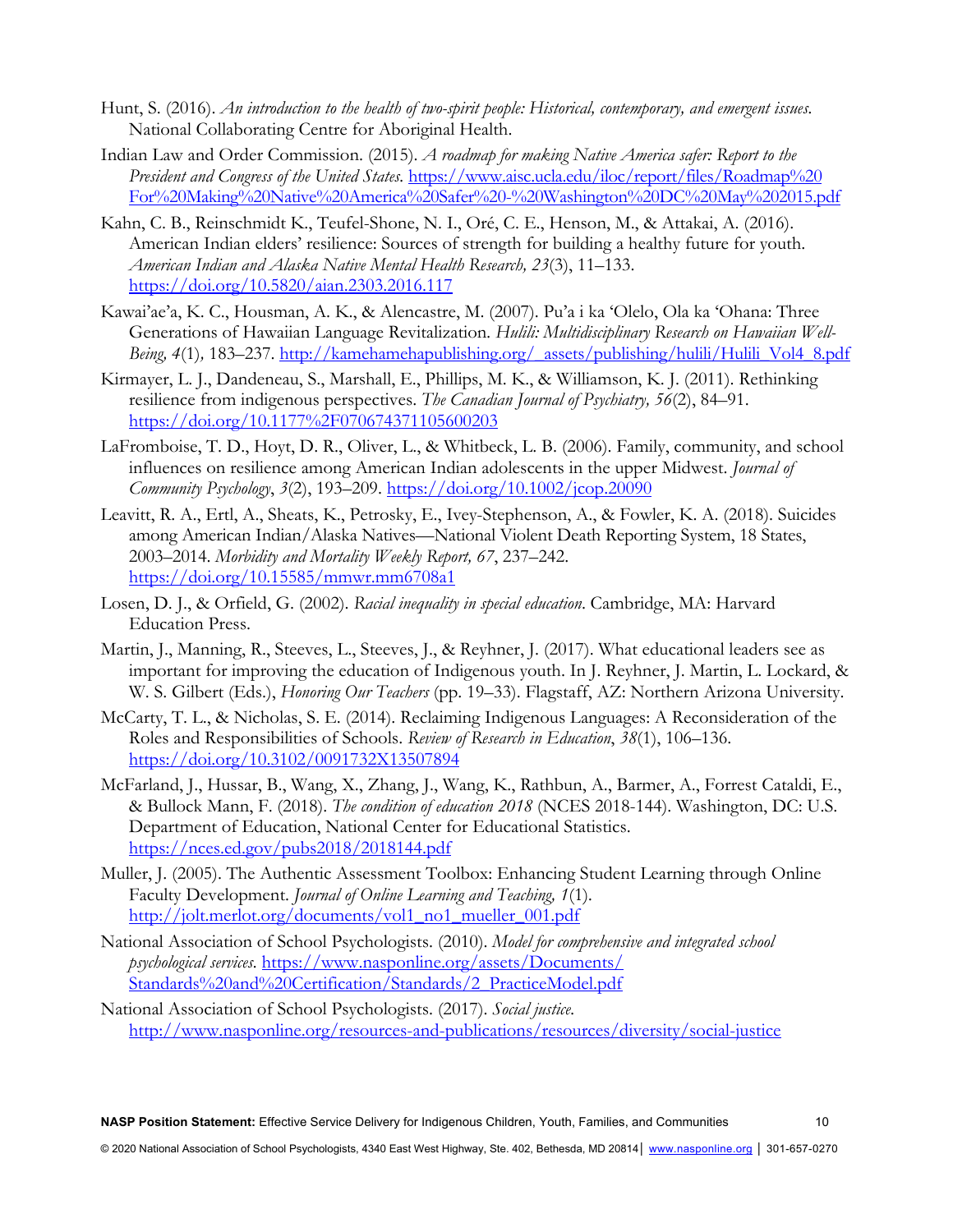Hunt, S. (2016). *An introduction to the health of two-spirit people: Historical, contemporary, and emergent issues.* National Collaborating Centre for Aboriginal Health.

Indian Law and Order Commission. (2015). *A roadmap for making Native America safer: Report to the President and Congress of the United States.* https://www.aisc.ucla.edu/iloc/report/files/Roadmap%20For%20Making%20Native%20America%20Safer%20-%20Washington%20DC%20May%202015.pdf

Kahn, C. B., Reinschmidt K., Teufel-Shone, N. I., Oré, C. E., Henson, M., & Attakai, A. (2016). American Indian elders' resilience: Sources of strength for building a healthy future for youth. *American Indian and Alaska Native Mental Health Research, 23*(3), 11–133. https://doi.org/10.5820/aian.2303.2016.117

Kawai'ae'a, K. C., Housman, A. K., & Alencastre, M. (2007). Pu'a i ka 'Olelo, Ola ka 'Ohana: Three Generations of Hawaiian Language Revitalization. *Hulili: Multidisciplinary Research on Hawaiian Well-Being, 4*(1)*,* 183–237. http://kamehamehapublishing.org/_assets/publishing/hulili/Hulili_Vol4_8.pdf

Kirmayer, L. J., Dandeneau, S., Marshall, E., Phillips, M. K., & Williamson, K. J. (2011). Rethinking resilience from indigenous perspectives. *The Canadian Journal of Psychiatry, 56*(2), 84–91. https://doi.org/10.1177%2F070674371105600203

LaFromboise, T. D., Hoyt, D. R., Oliver, L., & Whitbeck, L. B. (2006). Family, community, and school influences on resilience among American Indian adolescents in the upper Midwest. *Journal of Community Psychology*, *3*(2), 193–209. https://doi.org/10.1002/jcop.20090

Leavitt, R. A., Ertl, A., Sheats, K., Petrosky, E., Ivey-Stephenson, A., & Fowler, K. A. (2018). Suicides among American Indian/Alaska Natives—National Violent Death Reporting System, 18 States, 2003–2014. *Morbidity and Mortality Weekly Report, 67*, 237–242. https://doi.org/10.15585/mmwr.mm6708a1

Losen, D. J., & Orfield, G. (2002). *Racial inequality in special education*. Cambridge, MA: Harvard Education Press.

Martin, J., Manning, R., Steeves, L., Steeves, J., & Reyhner, J. (2017). What educational leaders see as important for improving the education of Indigenous youth. In J. Reyhner, J. Martin, L. Lockard, & W. S. Gilbert (Eds.), *Honoring Our Teachers* (pp. 19–33). Flagstaff, AZ: Northern Arizona University.

McCarty, T. L., & Nicholas, S. E. (2014). Reclaiming Indigenous Languages: A Reconsideration of the Roles and Responsibilities of Schools. *Review of Research in Education*, *38*(1), 106–136. https://doi.org/10.3102/0091732X13507894

McFarland, J., Hussar, B., Wang, X., Zhang, J., Wang, K., Rathbun, A., Barmer, A., Forrest Cataldi, E., & Bullock Mann, F. (2018). *The condition of education 2018* (NCES 2018-144). Washington, DC: U.S. Department of Education, National Center for Educational Statistics. https://nces.ed.gov/pubs2018/2018144.pdf

Muller, J. (2005). The Authentic Assessment Toolbox: Enhancing Student Learning through Online Faculty Development. *Journal of Online Learning and Teaching, 1*(1). http://jolt.merlot.org/documents/vol1_no1_mueller_001.pdf

National Association of School Psychologists. (2010). *Model for comprehensive and integrated school psychological services.* https://www.nasponline.org/assets/Documents/Standards%20and%20Certification/Standards/2_PracticeModel.pdf

National Association of School Psychologists. (2017). *Social justice.* http://www.nasponline.org/resources-and-publications/resources/diversity/social-justice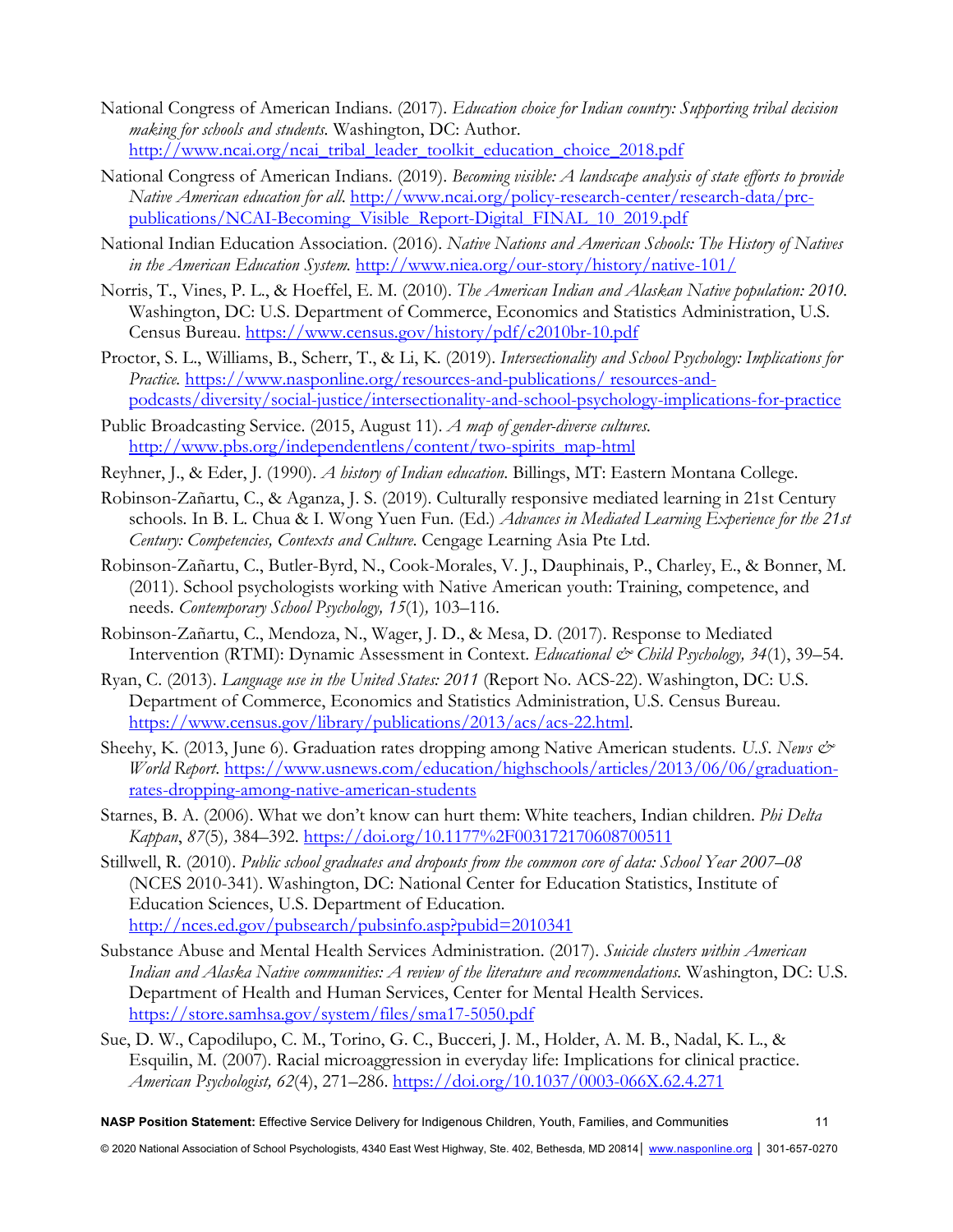National Congress of American Indians. (2017). *Education choice for Indian country: Supporting tribal decision making for schools and students.* Washington, DC: Author. http://www.ncai.org/ncai_tribal_leader_toolkit_education_choice_2018.pdf

National Congress of American Indians. (2019). *Becoming visible: A landscape analysis of state efforts to provide Native American education for all.* http://www.ncai.org/policy-research-center/research-data/prc-publications/NCAI-Becoming_Visible_Report-Digital_FINAL_10_2019.pdf

National Indian Education Association. (2016). *Native Nations and American Schools: The History of Natives in the American Education System.* http://www.niea.org/our-story/history/native-101/

Norris, T., Vines, P. L., & Hoeffel, E. M. (2010). *The American Indian and Alaskan Native population: 2010.* Washington, DC: U.S. Department of Commerce, Economics and Statistics Administration, U.S. Census Bureau. https://www.census.gov/history/pdf/c2010br-10.pdf

Proctor, S. L., Williams, B., Scherr, T., & Li, K. (2019). *Intersectionality and School Psychology: Implications for Practice.* https://www.nasponline.org/resources-and-publications/ resources-and-podcasts/diversity/social-justice/intersectionality-and-school-psychology-implications-for-practice

Public Broadcasting Service. (2015, August 11). *A map of gender-diverse cultures.* http://www.pbs.org/independentlens/content/two-spirits_map-html

Reyhner, J., & Eder, J. (1990). *A history of Indian education.* Billings, MT: Eastern Montana College.

Robinson-Zañartu, C., & Aganza, J. S. (2019). Culturally responsive mediated learning in 21st Century schools. In B. L. Chua & I. Wong Yuen Fun. (Ed.) *Advances in Mediated Learning Experience for the 21st Century: Competencies, Contexts and Culture.* Cengage Learning Asia Pte Ltd.

Robinson-Zañartu, C., Butler-Byrd, N., Cook-Morales, V. J., Dauphinais, P., Charley, E., & Bonner, M. (2011). School psychologists working with Native American youth: Training, competence, and needs. *Contemporary School Psychology, 15*(1)*,* 103–116.

Robinson-Zañartu, C., Mendoza, N., Wager, J. D., & Mesa, D. (2017). Response to Mediated Intervention (RTMI): Dynamic Assessment in Context. *Educational & Child Psychology, 34*(1), 39–54.

Ryan, C. (2013). *Language use in the United States: 2011* (Report No. ACS-22). Washington, DC: U.S. Department of Commerce, Economics and Statistics Administration, U.S. Census Bureau. https://www.census.gov/library/publications/2013/acs/acs-22.html.

Sheehy, K. (2013, June 6). Graduation rates dropping among Native American students. *U.S. News & World Report*. https://www.usnews.com/education/highschools/articles/2013/06/06/graduation-rates-dropping-among-native-american-students

Starnes, B. A. (2006). What we don't know can hurt them: White teachers, Indian children. *Phi Delta Kappan*, *87*(5)*,* 384–392. https://doi.org/10.1177%2F003172170608700511

Stillwell, R. (2010). *Public school graduates and dropouts from the common core of data: School Year 2007–08* (NCES 2010-341). Washington, DC: National Center for Education Statistics, Institute of Education Sciences, U.S. Department of Education. http://nces.ed.gov/pubsearch/pubsinfo.asp?pubid=2010341

Substance Abuse and Mental Health Services Administration. (2017). *Suicide clusters within American Indian and Alaska Native communities: A review of the literature and recommendations.* Washington, DC: U.S. Department of Health and Human Services, Center for Mental Health Services. https://store.samhsa.gov/system/files/sma17-5050.pdf

Sue, D. W., Capodilupo, C. M., Torino, G. C., Bucceri, J. M., Holder, A. M. B., Nadal, K. L., & Esquilin, M. (2007). Racial microaggression in everyday life: Implications for clinical practice. *American Psychologist, 62*(4), 271–286. https://doi.org/10.1037/0003-066X.62.4.271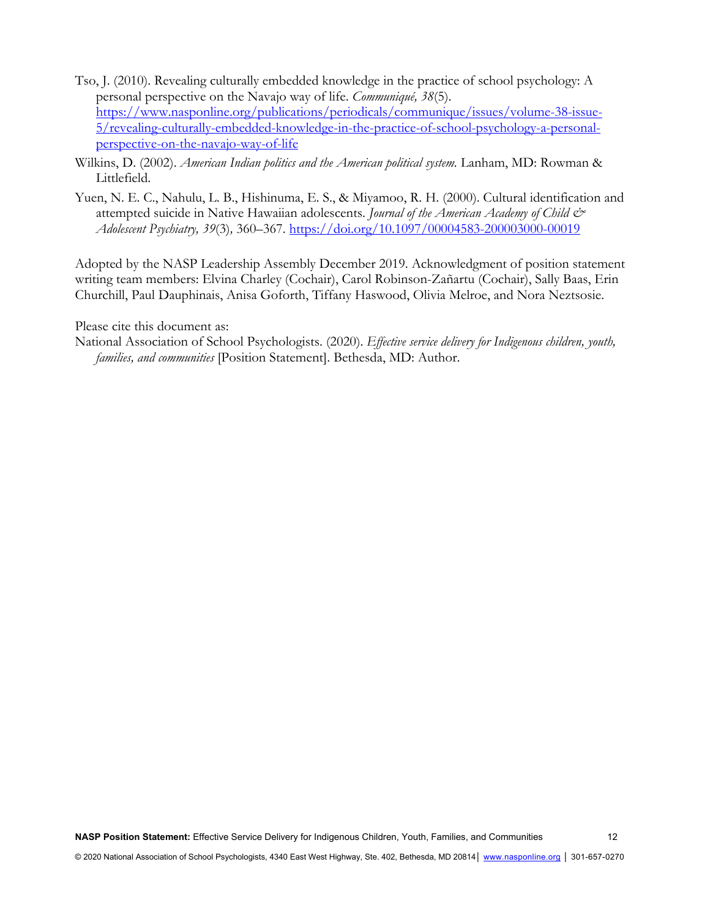Tso, J. (2010). Revealing culturally embedded knowledge in the practice of school psychology: A personal perspective on the Navajo way of life. *Communiqué, 38*(5). https://www.nasponline.org/publications/periodicals/communique/issues/volume-38-issue-5/revealing-culturally-embedded-knowledge-in-the-practice-of-school-psychology-a-personal-perspective-on-the-navajo-way-of-life

Wilkins, D. (2002). *American Indian politics and the American political system.* Lanham, MD: Rowman & Littlefield.

Yuen, N. E. C., Nahulu, L. B., Hishinuma, E. S., & Miyamoo, R. H. (2000). Cultural identification and attempted suicide in Native Hawaiian adolescents. *Journal of the American Academy of Child & Adolescent Psychiatry, 39*(3), 360–367. https://doi.org/10.1097/00004583-200003000-00019

Adopted by the NASP Leadership Assembly December 2019. Acknowledgment of position statement writing team members: Elvina Charley (Cochair), Carol Robinson-Zañartu (Cochair), Sally Baas, Erin Churchill, Paul Dauphinais, Anisa Goforth, Tiffany Haswood, Olivia Melroe, and Nora Neztsosie.

Please cite this document as:

National Association of School Psychologists. (2020). *Effective service delivery for Indigenous children, youth, families, and communities* [Position Statement]. Bethesda, MD: Author.